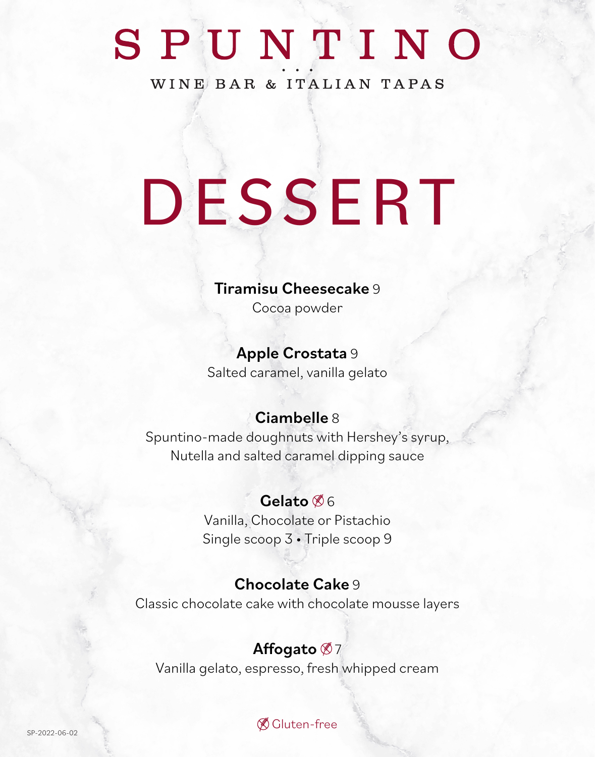# SPUNTINO

WINE BAR & ITALIAN TAPAS

## DESSERT

**Tiramisu Cheesecake** 9
Cocoa powder

**Apple Crostata** 9
Salted caramel, vanilla gelato

**Ciambelle** 8
Spuntino-made doughnuts with Hershey's syrup, Nutella and salted caramel dipping sauce

**Gelato** (GF) 6
Vanilla, Chocolate or Pistachio
Single scoop 3 • Triple scoop 9

**Chocolate Cake** 9
Classic chocolate cake with chocolate mousse layers

**Affogato** (GF) 7
Vanilla gelato, espresso, fresh whipped cream

(GF) Gluten-free

SP-2022-06-02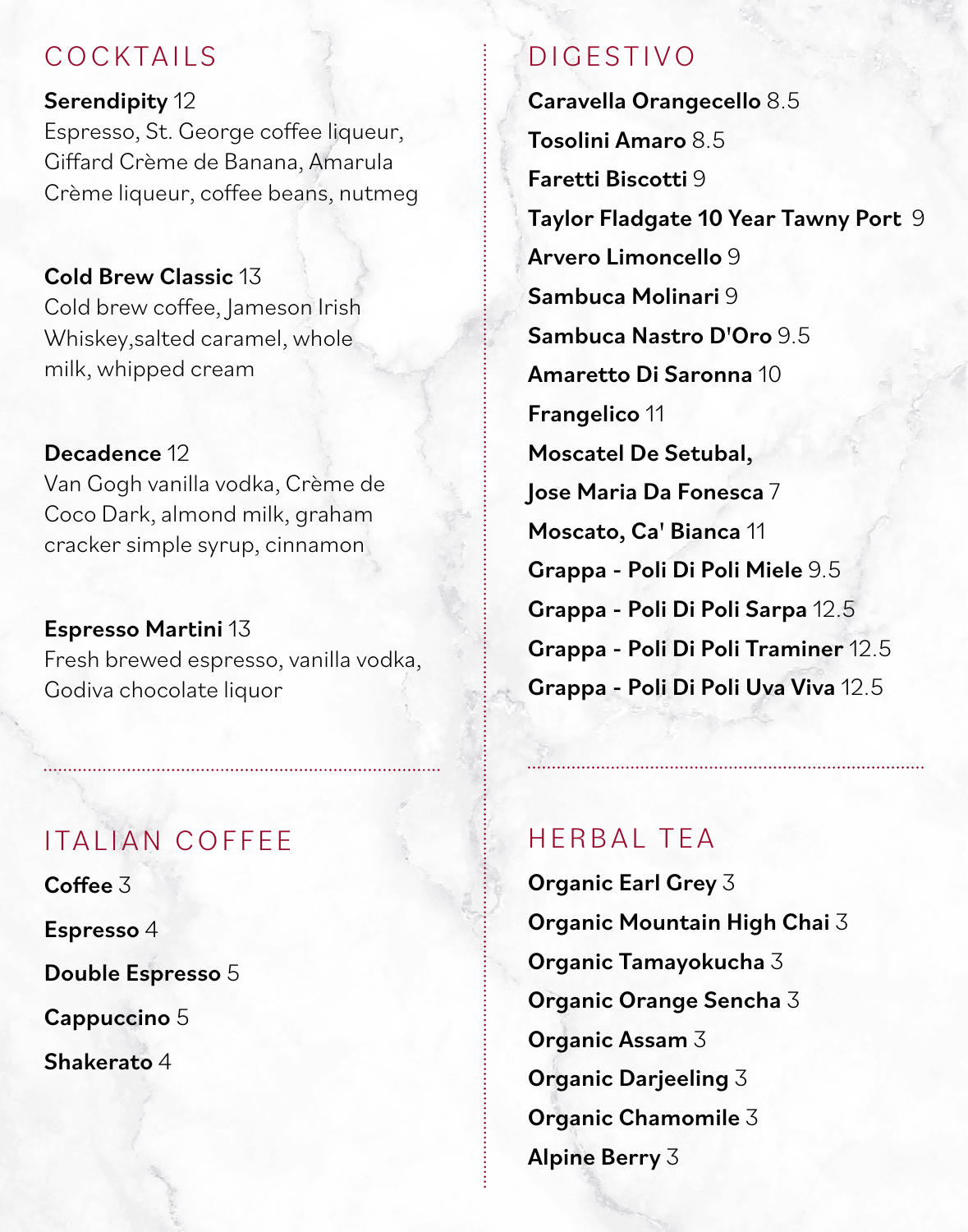## COCKTAILS

**Serendipity** 12
Espresso, St. George coffee liqueur, Giffard Crème de Banana, Amarula Crème liqueur, coffee beans, nutmeg

**Cold Brew Classic** 13
Cold brew coffee, Jameson Irish Whiskey,salted caramel, whole milk, whipped cream

**Decadence** 12
Van Gogh vanilla vodka, Crème de Coco Dark, almond milk, graham cracker simple syrup, cinnamon

**Espresso Martini** 13
Fresh brewed espresso, vanilla vodka, Godiva chocolate liquor

## ITALIAN COFFEE

**Coffee** 3

**Espresso** 4

**Double Espresso** 5

**Cappuccino** 5

**Shakerato** 4

## DIGESTIVO

**Caravella Orangecello** 8.5

**Tosolini Amaro** 8.5

**Faretti Biscotti** 9

**Taylor Fladgate 10 Year Tawny Port** 9

**Arvero Limoncello** 9

**Sambuca Molinari** 9

**Sambuca Nastro D'Oro** 9.5

**Amaretto Di Saronna** 10

**Frangelico** 11

**Moscatel De Setubal, Jose Maria Da Fonesca** 7

**Moscato, Ca' Bianca** 11

**Grappa - Poli Di Poli Miele** 9.5

**Grappa - Poli Di Poli Sarpa** 12.5

**Grappa - Poli Di Poli Traminer** 12.5

**Grappa - Poli Di Poli Uva Viva** 12.5

## HERBAL TEA

**Organic Earl Grey** 3

**Organic Mountain High Chai** 3

**Organic Tamayokucha** 3

**Organic Orange Sencha** 3

**Organic Assam** 3

**Organic Darjeeling** 3

**Organic Chamomile** 3

**Alpine Berry** 3